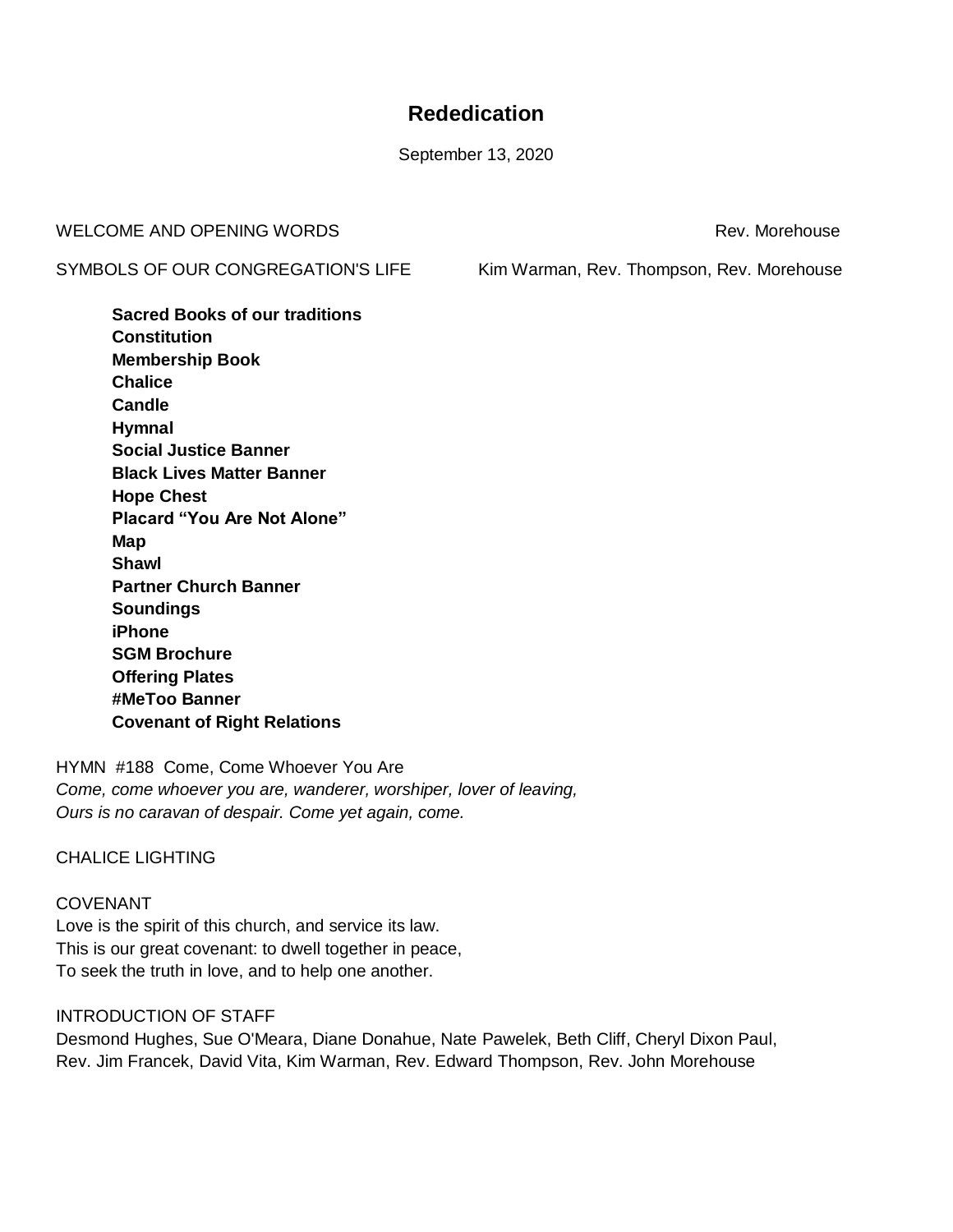# Rededication

September 13, 2020

WELCOME AND OPENING WORDS Rev. Morehouse

SYMBOLS OF OUR CONGREGATION'S LIFE Kim Warman, Rev. Thompson, Rev. Morehouse

**Sacred Books of our traditions**
**Constitution**
**Membership Book**
**Chalice**
**Candle**
**Hymnal**
**Social Justice Banner**
**Black Lives Matter Banner**
**Hope Chest**
**Placard "You Are Not Alone"**
**Map**
**Shawl**
**Partner Church Banner**
**Soundings**
**iPhone**
**SGM Brochure**
**Offering Plates**
**#MeToo Banner**
**Covenant of Right Relations**

HYMN #188 Come, Come Whoever You Are
*Come, come whoever you are, wanderer, worshiper, lover of leaving,*
*Ours is no caravan of despair. Come yet again, come.*

CHALICE LIGHTING

COVENANT
Love is the spirit of this church, and service its law.
This is our great covenant: to dwell together in peace,
To seek the truth in love, and to help one another.

INTRODUCTION OF STAFF
Desmond Hughes, Sue O'Meara, Diane Donahue, Nate Pawelek, Beth Cliff, Cheryl Dixon Paul, Rev. Jim Francek, David Vita, Kim Warman, Rev. Edward Thompson, Rev. John Morehouse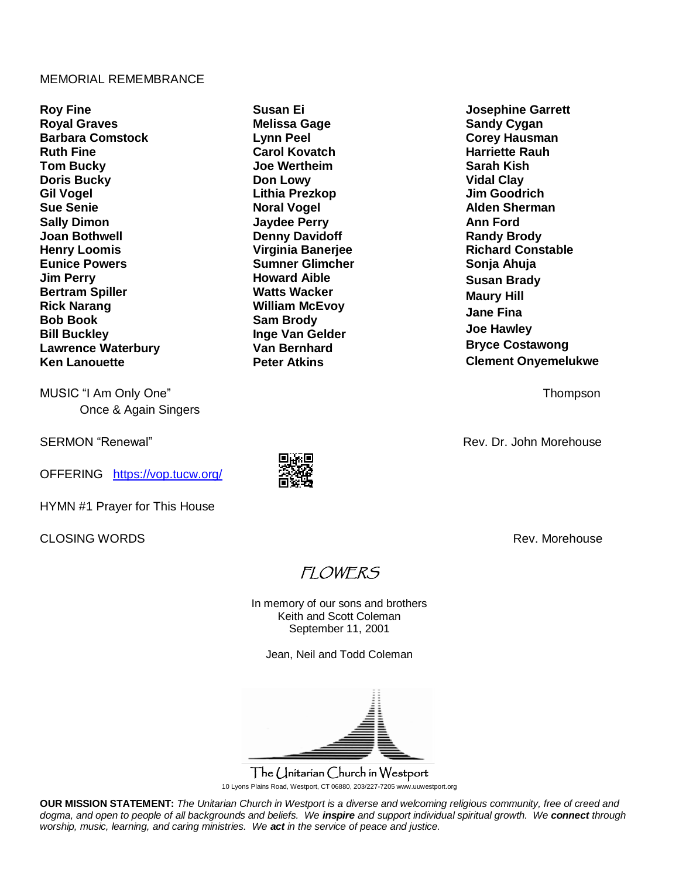MEMORIAL REMEMBRANCE

**Roy Fine**
**Royal Graves**
**Barbara Comstock**
**Ruth Fine**
**Tom Bucky**
**Doris Bucky**
**Gil Vogel**
**Sue Senie**
**Sally Dimon**
**Joan Bothwell**
**Henry Loomis**
**Eunice Powers**
**Jim Perry**
**Bertram Spiller**
**Rick Narang**
**Bob Book**
**Bill Buckley**
**Lawrence Waterbury**
**Ken Lanouette**
**Susan Ei**
**Melissa Gage**
**Lynn Peel**
**Carol Kovatch**
**Joe Wertheim**
**Don Lowy**
**Lithia Prezkop**
**Noral Vogel**
**Jaydee Perry**
**Denny Davidoff**
**Virginia Banerjee**
**Sumner Glimcher**
**Howard Aible**
**Watts Wacker**
**William McEvoy**
**Sam Brody**
**Inge Van Gelder**
**Van Bernhard**
**Peter Atkins**
**Josephine Garrett**
**Sandy Cygan**
**Corey Hausman**
**Harriette Rauh**
**Sarah Kish**
**Vidal Clay**
**Jim Goodrich**
**Alden Sherman**
**Ann Ford**
**Randy Brody**
**Richard Constable**
**Sonja Ahuja**
**Susan Brady**
**Maury Hill**
**Jane Fina**
**Joe Hawley**
**Bryce Costawong**
**Clement Onyemelukwe**

MUSIC "I Am Only One" — Thompson
Once & Again Singers

SERMON "Renewal" — Rev. Dr. John Morehouse

OFFERING https://vop.tucw.org/

HYMN #1 Prayer for This House

CLOSING WORDS — Rev. Morehouse

## FLOWERS

In memory of our sons and brothers
Keith and Scott Coleman
September 11, 2001

Jean, Neil and Todd Coleman

The Unitarian Church in Westport
10 Lyons Plains Road, Westport, CT 06880, 203/227-7205 www.uuwestport.org

**OUR MISSION STATEMENT:** *The Unitarian Church in Westport is a diverse and welcoming religious community, free of creed and dogma, and open to people of all backgrounds and beliefs. We* ***inspire*** *and support individual spiritual growth. We* ***connect*** *through worship, music, learning, and caring ministries. We* ***act*** *in the service of peace and justice.*